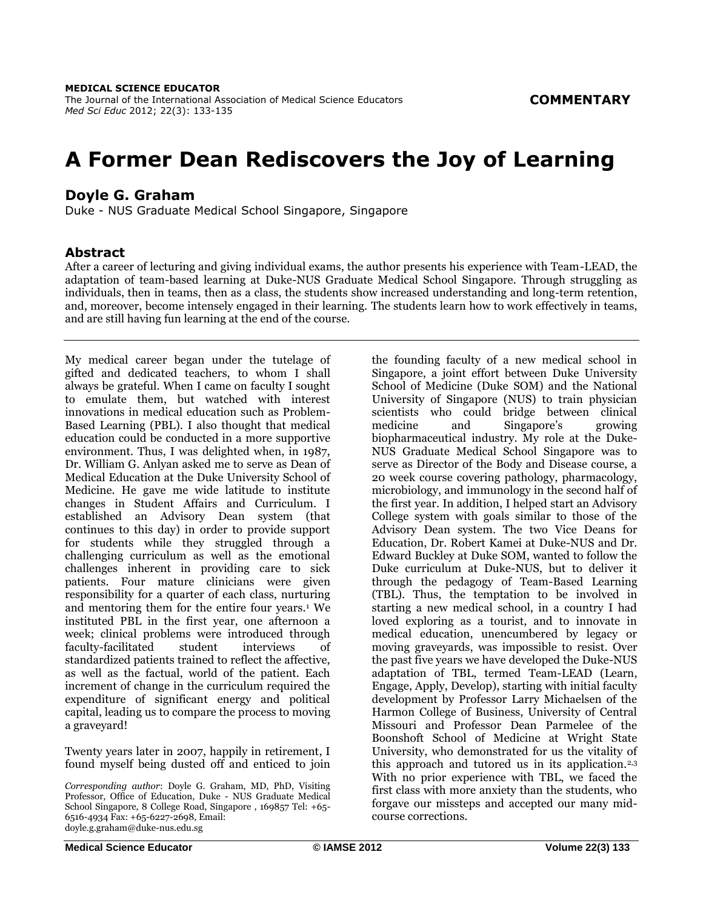**COMMENTARY**

# A Former Dean Rediscovers the Joy of Learning

## Doyle G. Graham

Duke - NUS Graduate Medical School Singapore, Singapore

### Abstract

After a career of lecturing and giving individual exams, the author presents his experience with Team-LEAD, the adaptation of team-based learning at Duke-NUS Graduate Medical School Singapore. Through struggling as individuals, then in teams, then as a class, the students show increased understanding and long-term retention, and, moreover, become intensely engaged in their learning. The students learn how to work effectively in teams, and are still having fun learning at the end of the course.

---

My medical career began under the tutelage of gifted and dedicated teachers, to whom I shall always be grateful. When I came on faculty I sought to emulate them, but watched with interest innovations in medical education such as Problem-Based Learning (PBL). I also thought that medical education could be conducted in a more supportive environment. Thus, I was delighted when, in 1987, Dr. William G. Anlyan asked me to serve as Dean of Medical Education at the Duke University School of Medicine. He gave me wide latitude to institute changes in Student Affairs and Curriculum. I established an Advisory Dean system (that continues to this day) in order to provide support for students while they struggled through a challenging curriculum as well as the emotional challenges inherent in providing care to sick patients. Four mature clinicians were given responsibility for a quarter of each class, nurturing and mentoring them for the entire four years.[1] We instituted PBL in the first year, one afternoon a week; clinical problems were introduced through faculty-facilitated student interviews of standardized patients trained to reflect the affective, as well as the factual, world of the patient. Each increment of change in the curriculum required the expenditure of significant energy and political capital, leading us to compare the process to moving a graveyard!

Twenty years later in 2007, happily in retirement, I found myself being dusted off and enticed to join the founding faculty of a new medical school in Singapore, a joint effort between Duke University School of Medicine (Duke SOM) and the National University of Singapore (NUS) to train physician scientists who could bridge between clinical medicine and Singapore's growing biopharmaceutical industry. My role at the Duke-NUS Graduate Medical School Singapore was to serve as Director of the Body and Disease course, a 20 week course covering pathology, pharmacology, microbiology, and immunology in the second half of the first year. In addition, I helped start an Advisory College system with goals similar to those of the Advisory Dean system. The two Vice Deans for Education, Dr. Robert Kamei at Duke-NUS and Dr. Edward Buckley at Duke SOM, wanted to follow the Duke curriculum at Duke-NUS, but to deliver it through the pedagogy of Team-Based Learning (TBL). Thus, the temptation to be involved in starting a new medical school, in a country I had loved exploring as a tourist, and to innovate in medical education, unencumbered by legacy or moving graveyards, was impossible to resist. Over the past five years we have developed the Duke-NUS adaptation of TBL, termed Team-LEAD (Learn, Engage, Apply, Develop), starting with initial faculty development by Professor Larry Michaelsen of the Harmon College of Business, University of Central Missouri and Professor Dean Parmelee of the Boonshoft School of Medicine at Wright State University, who demonstrated for us the vitality of this approach and tutored us in its application.[2,3] With no prior experience with TBL, we faced the first class with more anxiety than the students, who forgave our missteps and accepted our many mid-course corrections.

*Corresponding author*: Doyle G. Graham, MD, PhD, Visiting Professor, Office of Education, Duke - NUS Graduate Medical School Singapore, 8 College Road, Singapore , 169857 Tel: +65-6516-4934 Fax: +65-6227-2698, Email: doyle.g.graham@duke-nus.edu.sg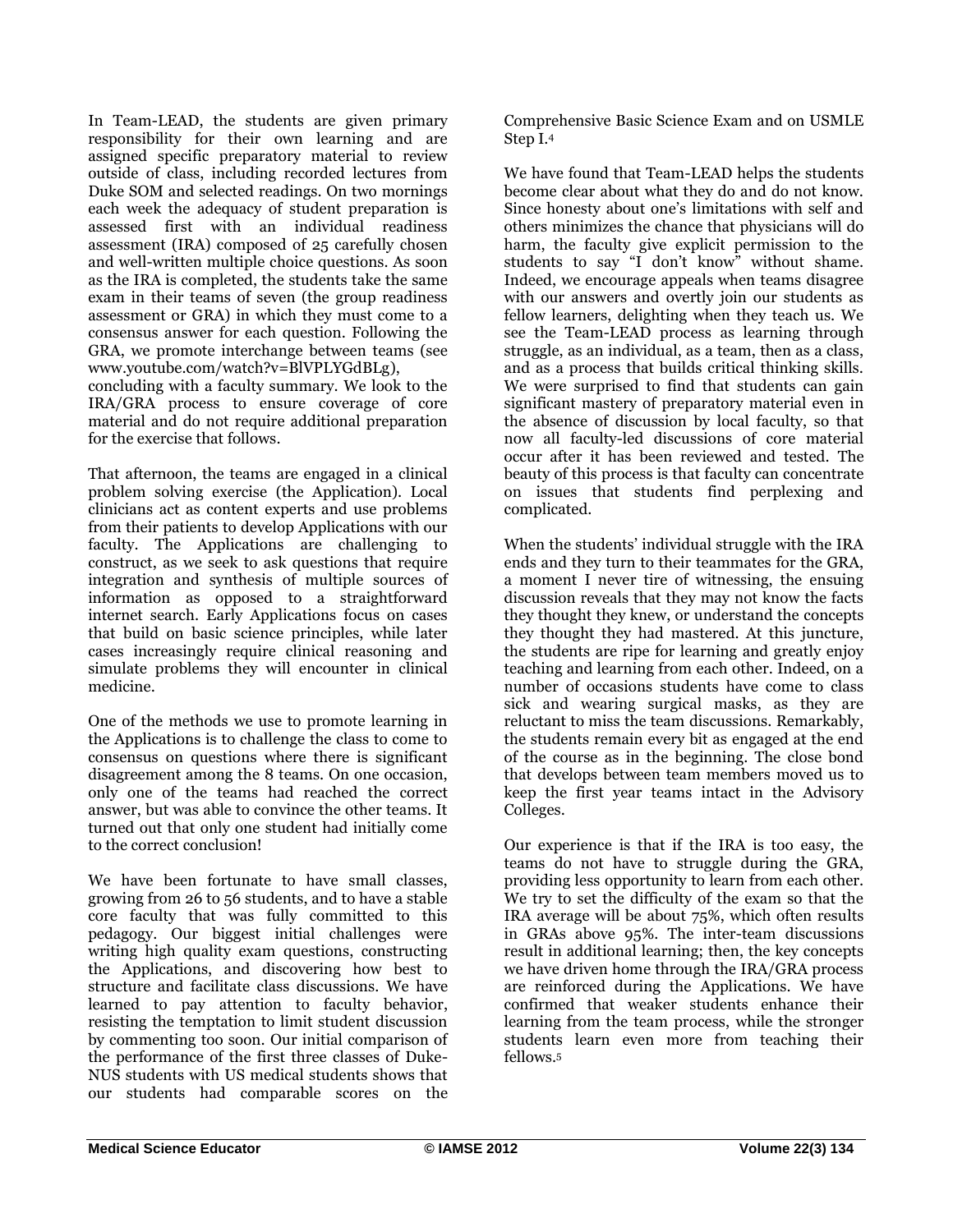In Team-LEAD, the students are given primary responsibility for their own learning and are assigned specific preparatory material to review outside of class, including recorded lectures from Duke SOM and selected readings. On two mornings each week the adequacy of student preparation is assessed first with an individual readiness assessment (IRA) composed of 25 carefully chosen and well-written multiple choice questions. As soon as the IRA is completed, the students take the same exam in their teams of seven (the group readiness assessment or GRA) in which they must come to a consensus answer for each question. Following the GRA, we promote interchange between teams (see www.youtube.com/watch?v=BlVPLYGdBLg), concluding with a faculty summary. We look to the IRA/GRA process to ensure coverage of core material and do not require additional preparation for the exercise that follows.

That afternoon, the teams are engaged in a clinical problem solving exercise (the Application). Local clinicians act as content experts and use problems from their patients to develop Applications with our faculty. The Applications are challenging to construct, as we seek to ask questions that require integration and synthesis of multiple sources of information as opposed to a straightforward internet search. Early Applications focus on cases that build on basic science principles, while later cases increasingly require clinical reasoning and simulate problems they will encounter in clinical medicine.

One of the methods we use to promote learning in the Applications is to challenge the class to come to consensus on questions where there is significant disagreement among the 8 teams. On one occasion, only one of the teams had reached the correct answer, but was able to convince the other teams. It turned out that only one student had initially come to the correct conclusion!

We have been fortunate to have small classes, growing from 26 to 56 students, and to have a stable core faculty that was fully committed to this pedagogy. Our biggest initial challenges were writing high quality exam questions, constructing the Applications, and discovering how best to structure and facilitate class discussions. We have learned to pay attention to faculty behavior, resisting the temptation to limit student discussion by commenting too soon. Our initial comparison of the performance of the first three classes of Duke-NUS students with US medical students shows that our students had comparable scores on the Comprehensive Basic Science Exam and on USMLE Step I.[4]

We have found that Team-LEAD helps the students become clear about what they do and do not know. Since honesty about one's limitations with self and others minimizes the chance that physicians will do harm, the faculty give explicit permission to the students to say "I don't know" without shame. Indeed, we encourage appeals when teams disagree with our answers and overtly join our students as fellow learners, delighting when they teach us. We see the Team-LEAD process as learning through struggle, as an individual, as a team, then as a class, and as a process that builds critical thinking skills. We were surprised to find that students can gain significant mastery of preparatory material even in the absence of discussion by local faculty, so that now all faculty-led discussions of core material occur after it has been reviewed and tested. The beauty of this process is that faculty can concentrate on issues that students find perplexing and complicated.

When the students' individual struggle with the IRA ends and they turn to their teammates for the GRA, a moment I never tire of witnessing, the ensuing discussion reveals that they may not know the facts they thought they knew, or understand the concepts they thought they had mastered. At this juncture, the students are ripe for learning and greatly enjoy teaching and learning from each other. Indeed, on a number of occasions students have come to class sick and wearing surgical masks, as they are reluctant to miss the team discussions. Remarkably, the students remain every bit as engaged at the end of the course as in the beginning. The close bond that develops between team members moved us to keep the first year teams intact in the Advisory Colleges.

Our experience is that if the IRA is too easy, the teams do not have to struggle during the GRA, providing less opportunity to learn from each other. We try to set the difficulty of the exam so that the IRA average will be about 75%, which often results in GRAs above 95%. The inter-team discussions result in additional learning; then, the key concepts we have driven home through the IRA/GRA process are reinforced during the Applications. We have confirmed that weaker students enhance their learning from the team process, while the stronger students learn even more from teaching their fellows.[5]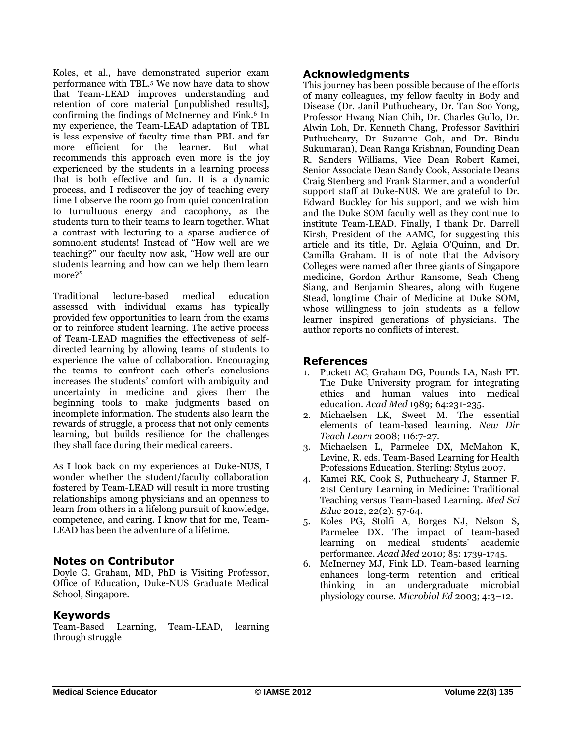Koles, et al., have demonstrated superior exam performance with TBL.[5] We now have data to show that Team-LEAD improves understanding and retention of core material [unpublished results], confirming the findings of McInerney and Fink.[6] In my experience, the Team-LEAD adaptation of TBL is less expensive of faculty time than PBL and far more efficient for the learner. But what recommends this approach even more is the joy experienced by the students in a learning process that is both effective and fun. It is a dynamic process, and I rediscover the joy of teaching every time I observe the room go from quiet concentration to tumultuous energy and cacophony, as the students turn to their teams to learn together. What a contrast with lecturing to a sparse audience of somnolent students! Instead of "How well are we teaching?" our faculty now ask, "How well are our students learning and how can we help them learn more?"

Traditional lecture-based medical education assessed with individual exams has typically provided few opportunities to learn from the exams or to reinforce student learning. The active process of Team-LEAD magnifies the effectiveness of self-directed learning by allowing teams of students to experience the value of collaboration. Encouraging the teams to confront each other's conclusions increases the students' comfort with ambiguity and uncertainty in medicine and gives them the beginning tools to make judgments based on incomplete information. The students also learn the rewards of struggle, a process that not only cements learning, but builds resilience for the challenges they shall face during their medical careers.

As I look back on my experiences at Duke-NUS, I wonder whether the student/faculty collaboration fostered by Team-LEAD will result in more trusting relationships among physicians and an openness to learn from others in a lifelong pursuit of knowledge, competence, and caring. I know that for me, Team-LEAD has been the adventure of a lifetime.

## Notes on Contributor

Doyle G. Graham, MD, PhD is Visiting Professor, Office of Education, Duke-NUS Graduate Medical School, Singapore.

## Keywords

Team-Based Learning, Team-LEAD, learning through struggle

## Acknowledgments

This journey has been possible because of the efforts of many colleagues, my fellow faculty in Body and Disease (Dr. Janil Puthucheary, Dr. Tan Soo Yong, Professor Hwang Nian Chih, Dr. Charles Gullo, Dr. Alwin Loh, Dr. Kenneth Chang, Professor Savithiri Puthucheary, Dr Suzanne Goh, and Dr. Bindu Sukumaran), Dean Ranga Krishnan, Founding Dean R. Sanders Williams, Vice Dean Robert Kamei, Senior Associate Dean Sandy Cook, Associate Deans Craig Stenberg and Frank Starmer, and a wonderful support staff at Duke-NUS. We are grateful to Dr. Edward Buckley for his support, and we wish him and the Duke SOM faculty well as they continue to institute Team-LEAD. Finally, I thank Dr. Darrell Kirsh, President of the AAMC, for suggesting this article and its title, Dr. Aglaia O'Quinn, and Dr. Camilla Graham. It is of note that the Advisory Colleges were named after three giants of Singapore medicine, Gordon Arthur Ransome, Seah Cheng Siang, and Benjamin Sheares, along with Eugene Stead, longtime Chair of Medicine at Duke SOM, whose willingness to join students as a fellow learner inspired generations of physicians. The author reports no conflicts of interest.

## References

1. Puckett AC, Graham DG, Pounds LA, Nash FT. The Duke University program for integrating ethics and human values into medical education. *Acad Med* 1989; 64:231-235.
2. Michaelsen LK, Sweet M. The essential elements of team-based learning. *New Dir Teach Learn* 2008; 116:7-27.
3. Michaelsen L, Parmelee DX, McMahon K, Levine, R. eds. Team-Based Learning for Health Professions Education. Sterling: Stylus 2007.
4. Kamei RK, Cook S, Puthucheary J, Starmer F. 21st Century Learning in Medicine: Traditional Teaching versus Team-based Learning. *Med Sci Educ* 2012; 22(2): 57-64.
5. Koles PG, Stolfi A, Borges NJ, Nelson S, Parmelee DX. The impact of team-based learning on medical students' academic performance. *Acad Med* 2010; 85: 1739-1745.
6. McInerney MJ, Fink LD. Team-based learning enhances long-term retention and critical thinking in an undergraduate microbial physiology course. *Microbiol Ed* 2003; 4:3–12.